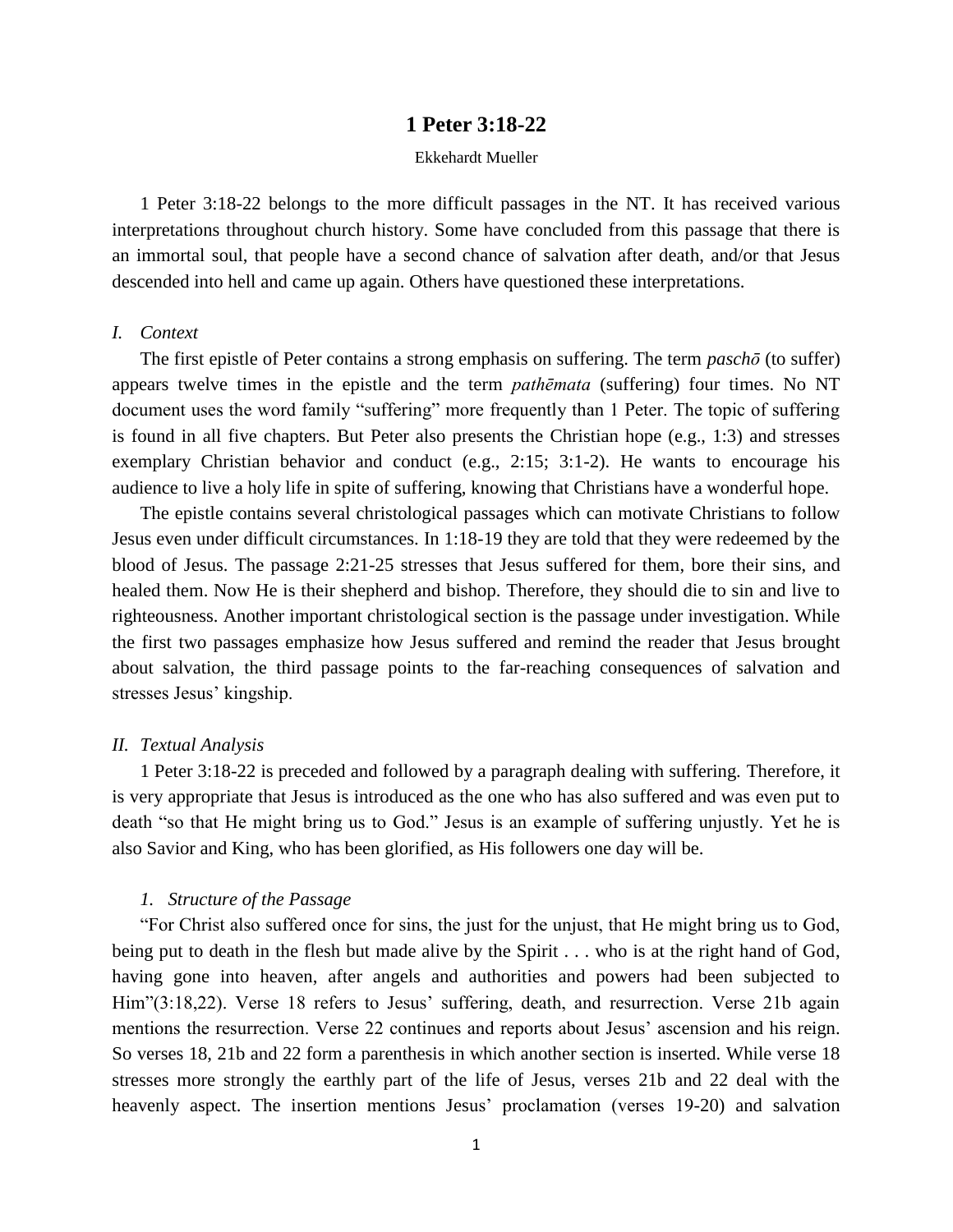# 1 Peter 3:18-22

Ekkehardt Mueller

1 Peter 3:18-22 belongs to the more difficult passages in the NT. It has received various interpretations throughout church history. Some have concluded from this passage that there is an immortal soul, that people have a second chance of salvation after death, and/or that Jesus descended into hell and came up again. Others have questioned these interpretations.

## *I. Context*

The first epistle of Peter contains a strong emphasis on suffering. The term *paschō* (to suffer) appears twelve times in the epistle and the term *pathēmata* (suffering) four times. No NT document uses the word family "suffering" more frequently than 1 Peter. The topic of suffering is found in all five chapters. But Peter also presents the Christian hope (e.g., 1:3) and stresses exemplary Christian behavior and conduct (e.g., 2:15; 3:1-2). He wants to encourage his audience to live a holy life in spite of suffering, knowing that Christians have a wonderful hope.

The epistle contains several christological passages which can motivate Christians to follow Jesus even under difficult circumstances. In 1:18-19 they are told that they were redeemed by the blood of Jesus. The passage 2:21-25 stresses that Jesus suffered for them, bore their sins, and healed them. Now He is their shepherd and bishop. Therefore, they should die to sin and live to righteousness. Another important christological section is the passage under investigation. While the first two passages emphasize how Jesus suffered and remind the reader that Jesus brought about salvation, the third passage points to the far-reaching consequences of salvation and stresses Jesus' kingship.

## *II. Textual Analysis*

1 Peter 3:18-22 is preceded and followed by a paragraph dealing with suffering. Therefore, it is very appropriate that Jesus is introduced as the one who has also suffered and was even put to death "so that He might bring us to God." Jesus is an example of suffering unjustly. Yet he is also Savior and King, who has been glorified, as His followers one day will be.

### *1. Structure of the Passage*

"For Christ also suffered once for sins, the just for the unjust, that He might bring us to God, being put to death in the flesh but made alive by the Spirit . . . who is at the right hand of God, having gone into heaven, after angels and authorities and powers had been subjected to Him"(3:18,22). Verse 18 refers to Jesus' suffering, death, and resurrection. Verse 21b again mentions the resurrection. Verse 22 continues and reports about Jesus' ascension and his reign. So verses 18, 21b and 22 form a parenthesis in which another section is inserted. While verse 18 stresses more strongly the earthly part of the life of Jesus, verses 21b and 22 deal with the heavenly aspect. The insertion mentions Jesus' proclamation (verses 19-20) and salvation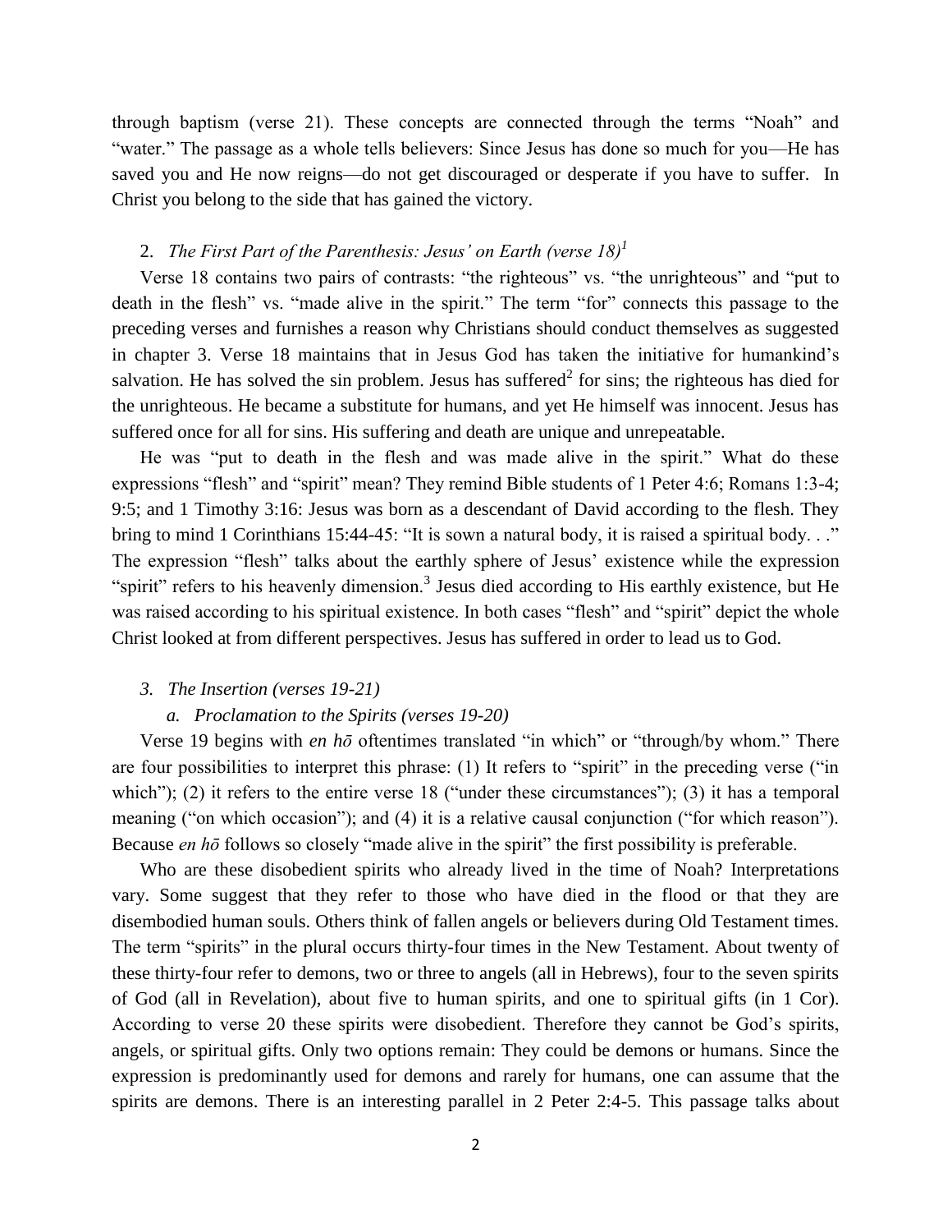through baptism (verse 21). These concepts are connected through the terms "Noah" and "water." The passage as a whole tells believers: Since Jesus has done so much for you—He has saved you and He now reigns—do not get discouraged or desperate if you have to suffer. In Christ you belong to the side that has gained the victory.

2. *The First Part of the Parenthesis: Jesus' on Earth (verse 18)*[1]

Verse 18 contains two pairs of contrasts: "the righteous" vs. "the unrighteous" and "put to death in the flesh" vs. "made alive in the spirit." The term "for" connects this passage to the preceding verses and furnishes a reason why Christians should conduct themselves as suggested in chapter 3. Verse 18 maintains that in Jesus God has taken the initiative for humankind's salvation. He has solved the sin problem. Jesus has suffered[2] for sins; the righteous has died for the unrighteous. He became a substitute for humans, and yet He himself was innocent. Jesus has suffered once for all for sins. His suffering and death are unique and unrepeatable.

He was "put to death in the flesh and was made alive in the spirit." What do these expressions "flesh" and "spirit" mean? They remind Bible students of 1 Peter 4:6; Romans 1:3-4; 9:5; and 1 Timothy 3:16: Jesus was born as a descendant of David according to the flesh. They bring to mind 1 Corinthians 15:44-45: "It is sown a natural body, it is raised a spiritual body. . ." The expression "flesh" talks about the earthly sphere of Jesus' existence while the expression "spirit" refers to his heavenly dimension.[3] Jesus died according to His earthly existence, but He was raised according to his spiritual existence. In both cases "flesh" and "spirit" depict the whole Christ looked at from different perspectives. Jesus has suffered in order to lead us to God.

3. *The Insertion (verses 19-21)*

a. *Proclamation to the Spirits (verses 19-20)*

Verse 19 begins with *en hō* oftentimes translated "in which" or "through/by whom." There are four possibilities to interpret this phrase: (1) It refers to "spirit" in the preceding verse ("in which"); (2) it refers to the entire verse 18 ("under these circumstances"); (3) it has a temporal meaning ("on which occasion"); and (4) it is a relative causal conjunction ("for which reason"). Because *en hō* follows so closely "made alive in the spirit" the first possibility is preferable.

Who are these disobedient spirits who already lived in the time of Noah? Interpretations vary. Some suggest that they refer to those who have died in the flood or that they are disembodied human souls. Others think of fallen angels or believers during Old Testament times. The term "spirits" in the plural occurs thirty-four times in the New Testament. About twenty of these thirty-four refer to demons, two or three to angels (all in Hebrews), four to the seven spirits of God (all in Revelation), about five to human spirits, and one to spiritual gifts (in 1 Cor). According to verse 20 these spirits were disobedient. Therefore they cannot be God's spirits, angels, or spiritual gifts. Only two options remain: They could be demons or humans. Since the expression is predominantly used for demons and rarely for humans, one can assume that the spirits are demons. There is an interesting parallel in 2 Peter 2:4-5. This passage talks about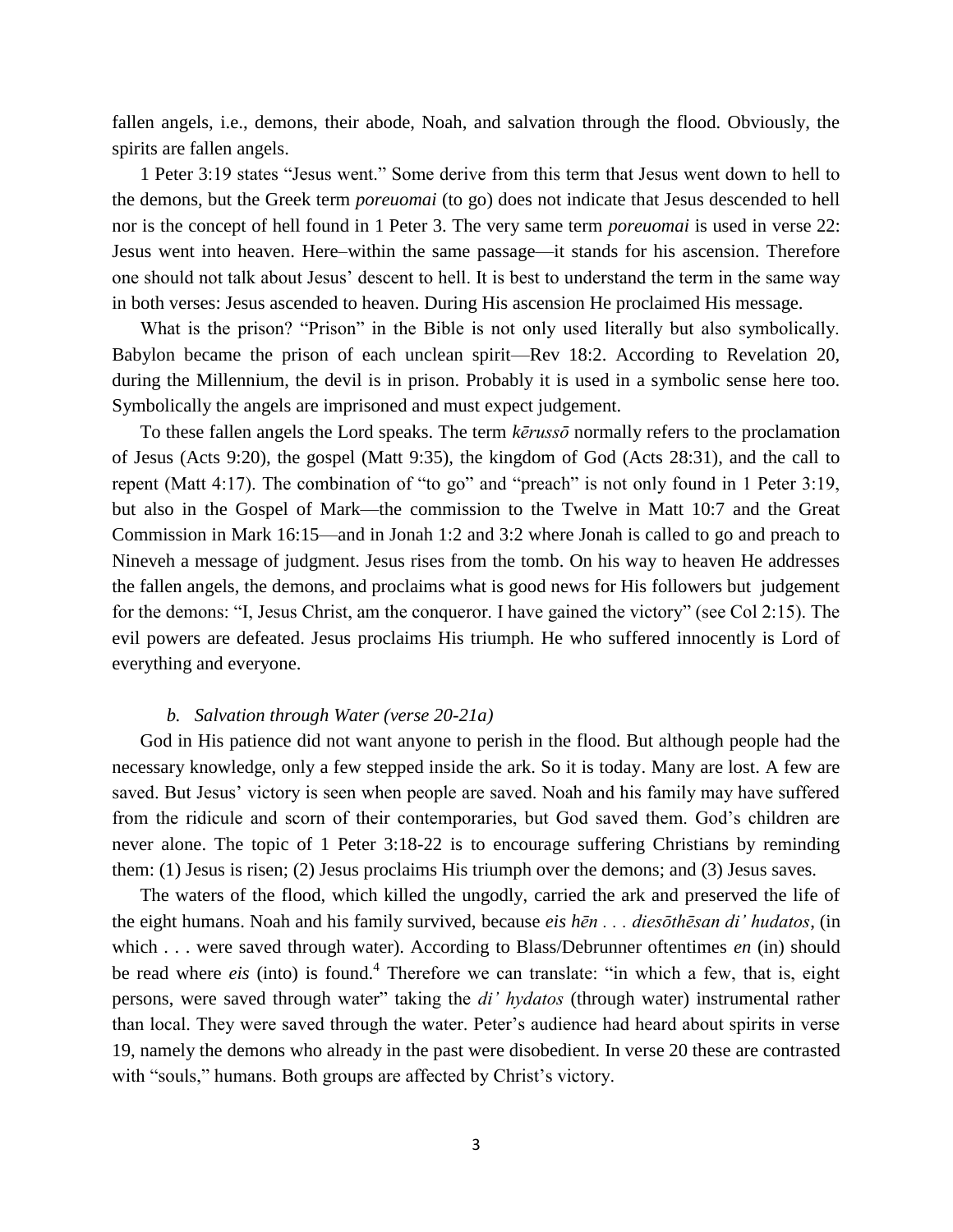fallen angels, i.e., demons, their abode, Noah, and salvation through the flood. Obviously, the spirits are fallen angels.

1 Peter 3:19 states "Jesus went." Some derive from this term that Jesus went down to hell to the demons, but the Greek term *poreuomai* (to go) does not indicate that Jesus descended to hell nor is the concept of hell found in 1 Peter 3. The very same term *poreuomai* is used in verse 22: Jesus went into heaven. Here–within the same passage—it stands for his ascension. Therefore one should not talk about Jesus' descent to hell. It is best to understand the term in the same way in both verses: Jesus ascended to heaven. During His ascension He proclaimed His message.

What is the prison? "Prison" in the Bible is not only used literally but also symbolically. Babylon became the prison of each unclean spirit—Rev 18:2. According to Revelation 20, during the Millennium, the devil is in prison. Probably it is used in a symbolic sense here too. Symbolically the angels are imprisoned and must expect judgement.

To these fallen angels the Lord speaks. The term *kērussō* normally refers to the proclamation of Jesus (Acts 9:20), the gospel (Matt 9:35), the kingdom of God (Acts 28:31), and the call to repent (Matt 4:17). The combination of "to go" and "preach" is not only found in 1 Peter 3:19, but also in the Gospel of Mark—the commission to the Twelve in Matt 10:7 and the Great Commission in Mark 16:15—and in Jonah 1:2 and 3:2 where Jonah is called to go and preach to Nineveh a message of judgment. Jesus rises from the tomb. On his way to heaven He addresses the fallen angels, the demons, and proclaims what is good news for His followers but judgement for the demons: "I, Jesus Christ, am the conqueror. I have gained the victory" (see Col 2:15). The evil powers are defeated. Jesus proclaims His triumph. He who suffered innocently is Lord of everything and everyone.

### *b. Salvation through Water (verse 20-21a)*

God in His patience did not want anyone to perish in the flood. But although people had the necessary knowledge, only a few stepped inside the ark. So it is today. Many are lost. A few are saved. But Jesus' victory is seen when people are saved. Noah and his family may have suffered from the ridicule and scorn of their contemporaries, but God saved them. God's children are never alone. The topic of 1 Peter 3:18-22 is to encourage suffering Christians by reminding them: (1) Jesus is risen; (2) Jesus proclaims His triumph over the demons; and (3) Jesus saves.

The waters of the flood, which killed the ungodly, carried the ark and preserved the life of the eight humans. Noah and his family survived, because *eis hēn . . . diesōthēsan di' hudatos*, (in which . . . were saved through water). According to Blass/Debrunner oftentimes *en* (in) should be read where *eis* (into) is found.[4] Therefore we can translate: "in which a few, that is, eight persons, were saved through water" taking the *di' hydatos* (through water) instrumental rather than local. They were saved through the water. Peter's audience had heard about spirits in verse 19, namely the demons who already in the past were disobedient. In verse 20 these are contrasted with "souls," humans. Both groups are affected by Christ's victory.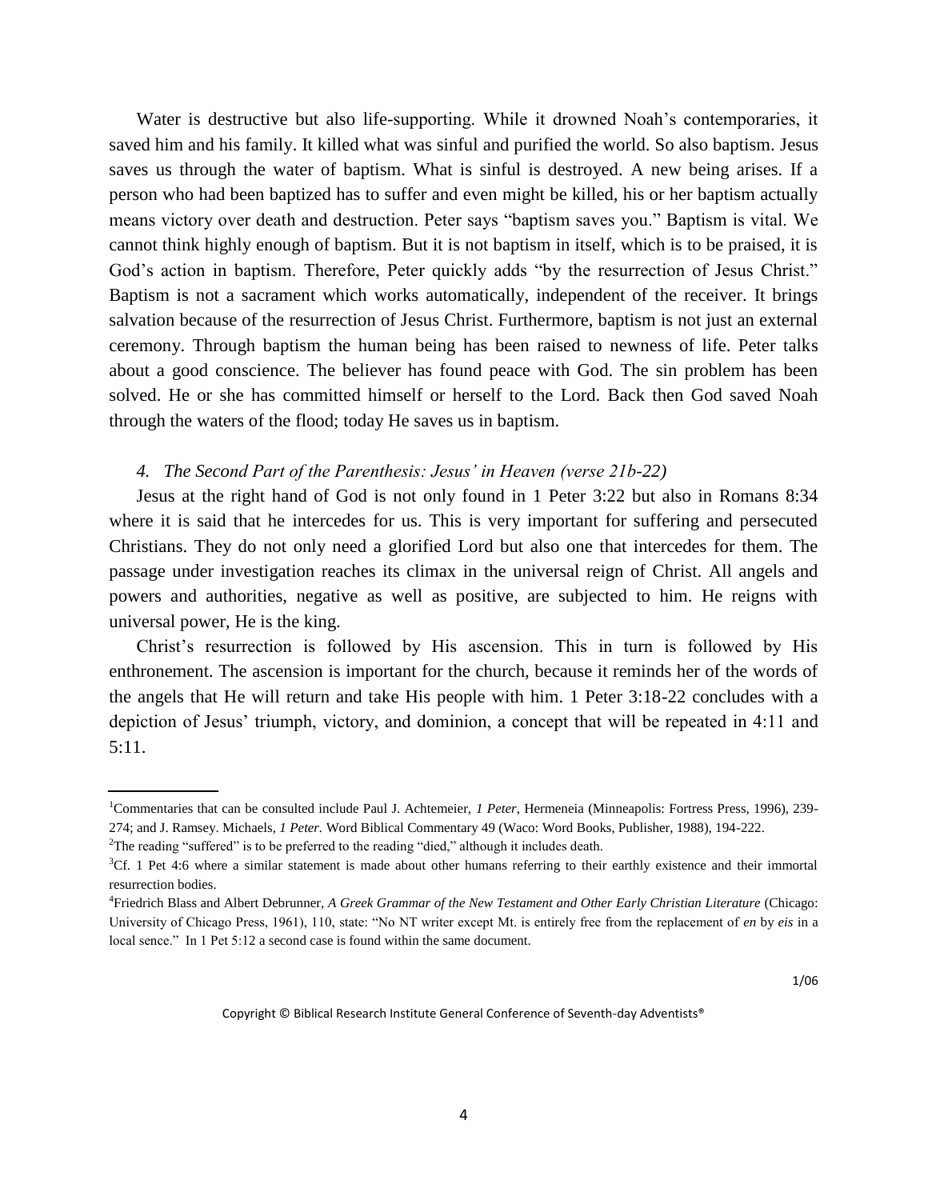Water is destructive but also life-supporting. While it drowned Noah's contemporaries, it saved him and his family. It killed what was sinful and purified the world. So also baptism. Jesus saves us through the water of baptism. What is sinful is destroyed. A new being arises. If a person who had been baptized has to suffer and even might be killed, his or her baptism actually means victory over death and destruction. Peter says "baptism saves you." Baptism is vital. We cannot think highly enough of baptism. But it is not baptism in itself, which is to be praised, it is God's action in baptism. Therefore, Peter quickly adds "by the resurrection of Jesus Christ." Baptism is not a sacrament which works automatically, independent of the receiver. It brings salvation because of the resurrection of Jesus Christ. Furthermore, baptism is not just an external ceremony. Through baptism the human being has been raised to newness of life. Peter talks about a good conscience. The believer has found peace with God. The sin problem has been solved. He or she has committed himself or herself to the Lord. Back then God saved Noah through the waters of the flood; today He saves us in baptism.

*4. The Second Part of the Parenthesis: Jesus' in Heaven (verse 21b-22)*

Jesus at the right hand of God is not only found in 1 Peter 3:22 but also in Romans 8:34 where it is said that he intercedes for us. This is very important for suffering and persecuted Christians. They do not only need a glorified Lord but also one that intercedes for them. The passage under investigation reaches its climax in the universal reign of Christ. All angels and powers and authorities, negative as well as positive, are subjected to him. He reigns with universal power, He is the king.

Christ's resurrection is followed by His ascension. This in turn is followed by His enthronement. The ascension is important for the church, because it reminds her of the words of the angels that He will return and take His people with him. 1 Peter 3:18-22 concludes with a depiction of Jesus' triumph, victory, and dominion, a concept that will be repeated in 4:11 and 5:11.

---

[1]Commentaries that can be consulted include Paul J. Achtemeier, *1 Peter*, Hermeneia (Minneapolis: Fortress Press, 1996), 239-274; and J. Ramsey. Michaels, *1 Peter*. Word Biblical Commentary 49 (Waco: Word Books, Publisher, 1988), 194-222.

[2]The reading "suffered" is to be preferred to the reading "died," although it includes death.

[3]Cf. 1 Pet 4:6 where a similar statement is made about other humans referring to their earthly existence and their immortal resurrection bodies.

[4]Friedrich Blass and Albert Debrunner, *A Greek Grammar of the New Testament and Other Early Christian Literature* (Chicago: University of Chicago Press, 1961), 110, state: "No NT writer except Mt. is entirely free from the replacement of *en* by *eis* in a local sence." In 1 Pet 5:12 a second case is found within the same document.

1/06

Copyright © Biblical Research Institute General Conference of Seventh-day Adventists®